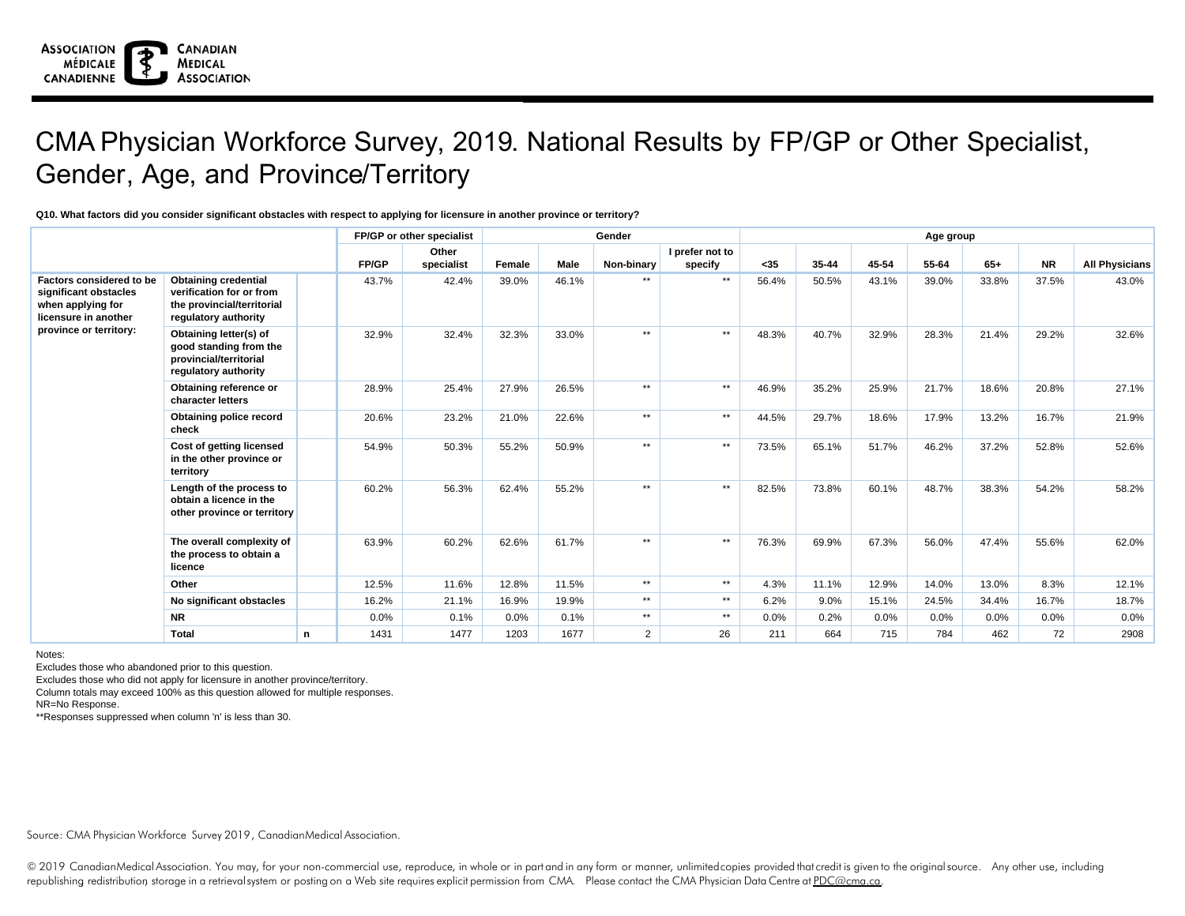# CMA Physician Workforce Survey, 2019. National Results by FP/GP or Other Specialist, Gender, Age, and Province/Territory

**Q10. What factors did you consider significant obstacles with respect to applying for licensure in another province or territory?**

| | | | FP/GP or other specialist | | Gender | | | | Age group | | | | | | |
|---|---|---|---|---|---|---|---|---|---|---|---|---|---|---|---|
| | | | FP/GP | Other specialist | Female | Male | Non-binary | I prefer not to specify | <35 | 35-44 | 45-54 | 55-64 | 65+ | NR | All Physicians |
| **Factors considered to be significant obstacles when applying for licensure in another province or territory:** | **Obtaining credential verification for or from the provincial/territorial regulatory authority** | | 43.7% | 42.4% | 39.0% | 46.1% | ** | ** | 56.4% | 50.5% | 43.1% | 39.0% | 33.8% | 37.5% | 43.0% |
| | **Obtaining letter(s) of good standing from the provincial/territorial regulatory authority** | | 32.9% | 32.4% | 32.3% | 33.0% | ** | ** | 48.3% | 40.7% | 32.9% | 28.3% | 21.4% | 29.2% | 32.6% |
| | **Obtaining reference or character letters** | | 28.9% | 25.4% | 27.9% | 26.5% | ** | ** | 46.9% | 35.2% | 25.9% | 21.7% | 18.6% | 20.8% | 27.1% |
| | **Obtaining police record check** | | 20.6% | 23.2% | 21.0% | 22.6% | ** | ** | 44.5% | 29.7% | 18.6% | 17.9% | 13.2% | 16.7% | 21.9% |
| | **Cost of getting licensed in the other province or territory** | | 54.9% | 50.3% | 55.2% | 50.9% | ** | ** | 73.5% | 65.1% | 51.7% | 46.2% | 37.2% | 52.8% | 52.6% |
| | **Length of the process to obtain a licence in the other province or territory** | | 60.2% | 56.3% | 62.4% | 55.2% | ** | ** | 82.5% | 73.8% | 60.1% | 48.7% | 38.3% | 54.2% | 58.2% |
| | **The overall complexity of the process to obtain a licence** | | 63.9% | 60.2% | 62.6% | 61.7% | ** | ** | 76.3% | 69.9% | 67.3% | 56.0% | 47.4% | 55.6% | 62.0% |
| | **Other** | | 12.5% | 11.6% | 12.8% | 11.5% | ** | ** | 4.3% | 11.1% | 12.9% | 14.0% | 13.0% | 8.3% | 12.1% |
| | **No significant obstacles** | | 16.2% | 21.1% | 16.9% | 19.9% | ** | ** | 6.2% | 9.0% | 15.1% | 24.5% | 34.4% | 16.7% | 18.7% |
| | **NR** | | 0.0% | 0.1% | 0.0% | 0.1% | ** | ** | 0.0% | 0.2% | 0.0% | 0.0% | 0.0% | 0.0% | 0.0% |
| | **Total** | **n** | 1431 | 1477 | 1203 | 1677 | 2 | 26 | 211 | 664 | 715 | 784 | 462 | 72 | 2908 |

Notes:

Excludes those who abandoned prior to this question.

Excludes those who did not apply for licensure in another province/territory.

Column totals may exceed 100% as this question allowed for multiple responses.

NR=No Response.

**Responses suppressed when column 'n' is less than 30.

Source: CMA Physician Workforce Survey 2019, Canadian Medical Association.

© 2019 Canadian Medical Association. You may, for your non-commercial use, reproduce, in whole or in part and in any form or manner, unlimited copies provided that credit is given to the original source. Any other use, including republishing, redistribution, storage in a retrieval system or posting on a Web site requires explicit permission from CMA. Please contact the CMA Physician Data Centre at PDC@cma.ca.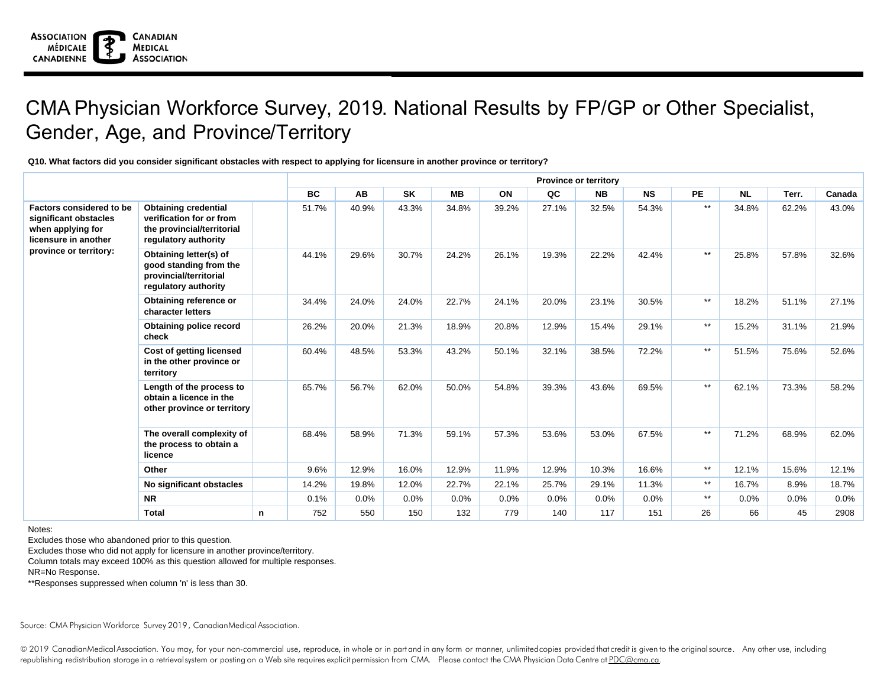# CMA Physician Workforce Survey, 2019. National Results by FP/GP or Other Specialist, Gender, Age, and Province/Territory

**Q10. What factors did you consider significant obstacles with respect to applying for licensure in another province or territory?**

| | | | Province or territory | | | | | | | | | | | |
|---|---|---|---|---|---|---|---|---|---|---|---|---|---|---|
| | | | **BC** | **AB** | **SK** | **MB** | **ON** | **QC** | **NB** | **NS** | **PE** | **NL** | **Terr.** | **Canada** |
| **Factors considered to be significant obstacles when applying for licensure in another province or territory:** | **Obtaining credential verification for or from the provincial/territorial regulatory authority** | | 51.7% | 40.9% | 43.3% | 34.8% | 39.2% | 27.1% | 32.5% | 54.3% | ** | 34.8% | 62.2% | 43.0% |
| | **Obtaining letter(s) of good standing from the provincial/territorial regulatory authority** | | 44.1% | 29.6% | 30.7% | 24.2% | 26.1% | 19.3% | 22.2% | 42.4% | ** | 25.8% | 57.8% | 32.6% |
| | **Obtaining reference or character letters** | | 34.4% | 24.0% | 24.0% | 22.7% | 24.1% | 20.0% | 23.1% | 30.5% | ** | 18.2% | 51.1% | 27.1% |
| | **Obtaining police record check** | | 26.2% | 20.0% | 21.3% | 18.9% | 20.8% | 12.9% | 15.4% | 29.1% | ** | 15.2% | 31.1% | 21.9% |
| | **Cost of getting licensed in the other province or territory** | | 60.4% | 48.5% | 53.3% | 43.2% | 50.1% | 32.1% | 38.5% | 72.2% | ** | 51.5% | 75.6% | 52.6% |
| | **Length of the process to obtain a licence in the other province or territory** | | 65.7% | 56.7% | 62.0% | 50.0% | 54.8% | 39.3% | 43.6% | 69.5% | ** | 62.1% | 73.3% | 58.2% |
| | **The overall complexity of the process to obtain a licence** | | 68.4% | 58.9% | 71.3% | 59.1% | 57.3% | 53.6% | 53.0% | 67.5% | ** | 71.2% | 68.9% | 62.0% |
| | **Other** | | 9.6% | 12.9% | 16.0% | 12.9% | 11.9% | 12.9% | 10.3% | 16.6% | ** | 12.1% | 15.6% | 12.1% |
| | **No significant obstacles** | | 14.2% | 19.8% | 12.0% | 22.7% | 22.1% | 25.7% | 29.1% | 11.3% | ** | 16.7% | 8.9% | 18.7% |
| | **NR** | | 0.1% | 0.0% | 0.0% | 0.0% | 0.0% | 0.0% | 0.0% | 0.0% | ** | 0.0% | 0.0% | 0.0% |
| | **Total** | **n** | 752 | 550 | 150 | 132 | 779 | 140 | 117 | 151 | 26 | 66 | 45 | 2908 |

Notes:

Excludes those who abandoned prior to this question.

Excludes those who did not apply for licensure in another province/territory.

Column totals may exceed 100% as this question allowed for multiple responses.

NR=No Response.

**Responses suppressed when column 'n' is less than 30.

Source: CMA Physician Workforce Survey 2019, Canadian Medical Association.

© 2019 Canadian Medical Association. You may, for your non-commercial use, reproduce, in whole or in part and in any form or manner, unlimited copies provided that credit is given to the original source. Any other use, including republishing redistribution, storage in a retrieval system or posting on a Web site requires explicit permission from CMA. Please contact the CMA Physician Data Centre at PDC@cma.ca.